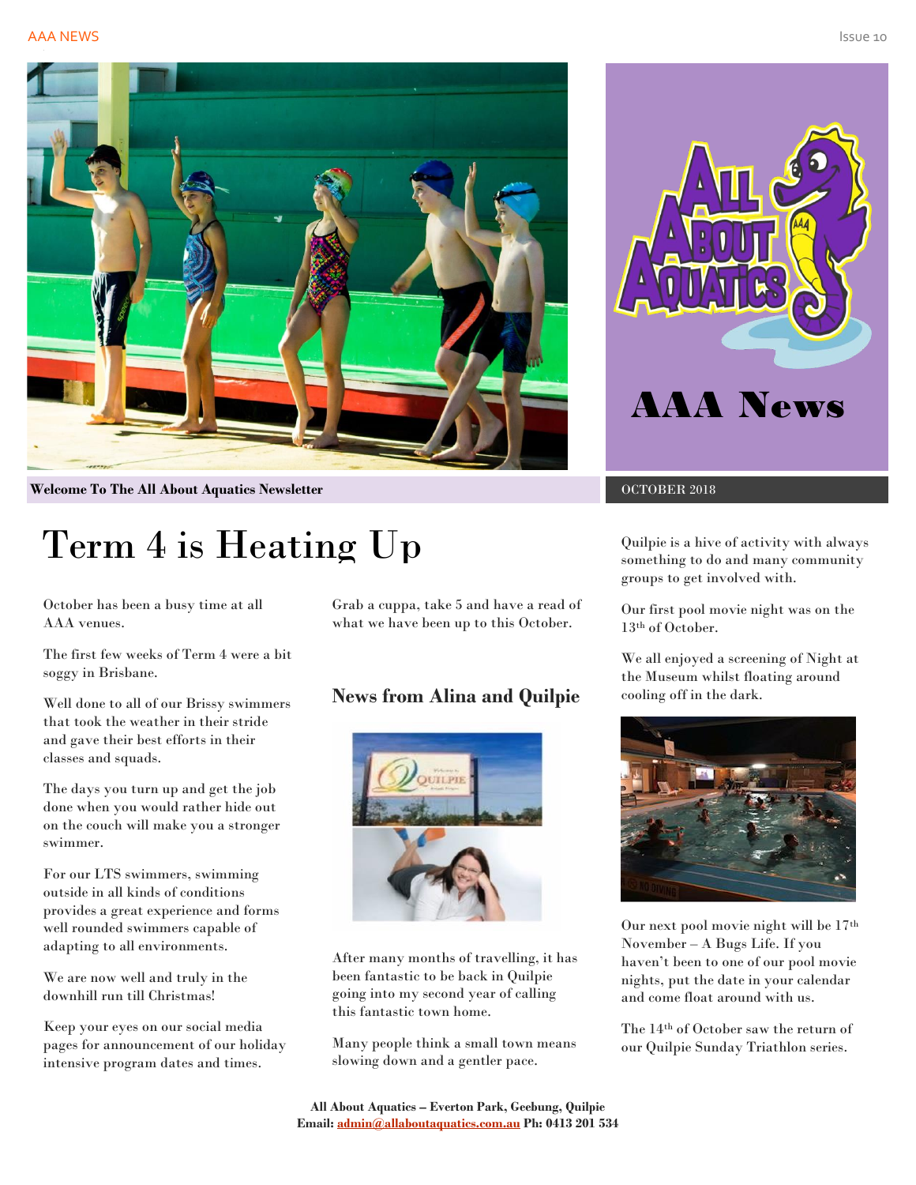AAA News

Welcome To The All About Aquatics Newsletter

OCTOBER 2018

# Term 4 is Heating Up

October has been a busy time at all AAA venues.

The first few weeks of Term 4 were a bit soggy in Brisbane.

Well done to all of our Brissy swimmers that took the weather in their stride and gave their best efforts in their classes and squads.

The days you turn up and get the job done when you would rather hide out on the couch will make you a stronger swimmer.

For our LTS swimmers, swimming outside in all kinds of conditions provides a great experience and forms well rounded swimmers capable of adapting to all environments.

We are now well and truly in the downhill run till Christmas!

Keep your eyes on our social media pages for announcement of our holiday intensive program dates and times.

Grab a cuppa, take 5 and have a read of what we have been up to this October.

### News from Alina and Quilpie

After many months of travelling, it has been fantastic to be back in Quilpie going into my second year of calling this fantastic town home.

Many people think a small town means slowing down and a gentler pace.

Quilpie is a hive of activity with always something to do and many community groups to get involved with.

Our first pool movie night was on the 13th of October.

We all enjoyed a screening of Night at the Museum whilst floating around cooling off in the dark.

Our next pool movie night will be 17th November – A Bugs Life. If you haven't been to one of our pool movie nights, put the date in your calendar and come float around with us.

The 14th of October saw the return of our Quilpie Sunday Triathlon series.

**All About Aquatics – Everton Park, Geebung, Quilpie**
**Email: admin@allaboutaquatics.com.au Ph: 0413 201 534**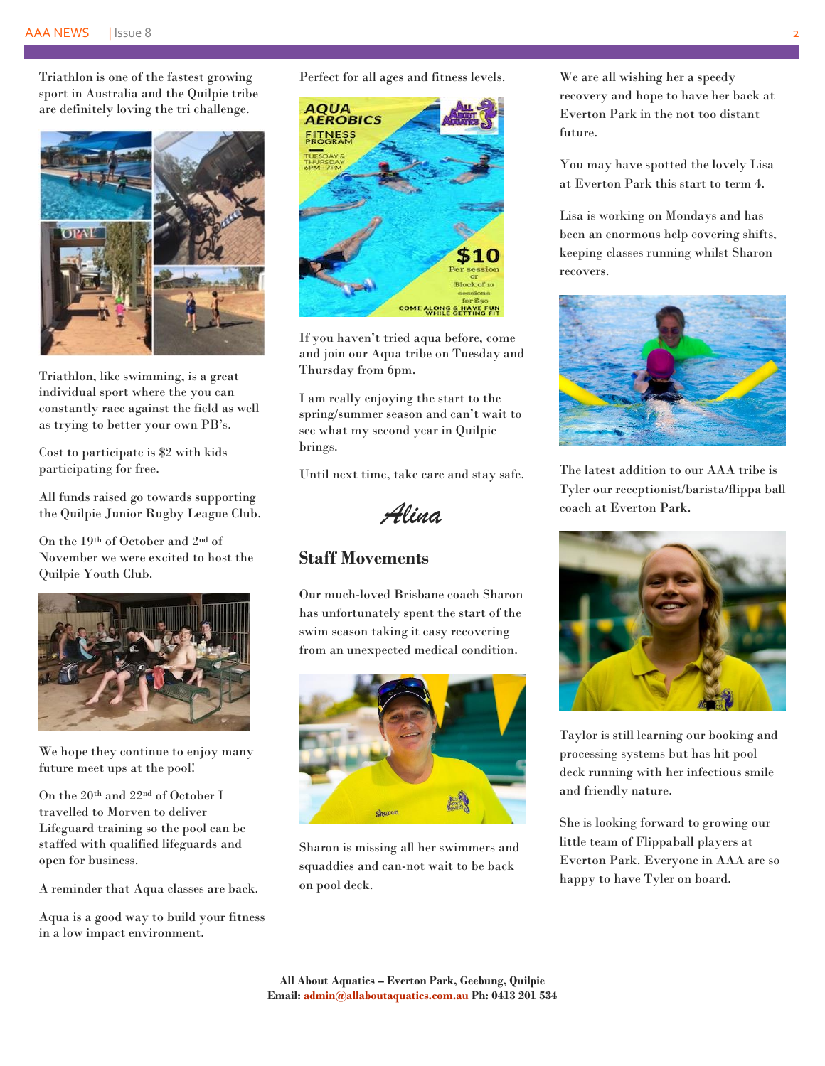Triathlon is one of the fastest growing sport in Australia and the Quilpie tribe are definitely loving the tri challenge.

Triathlon, like swimming, is a great individual sport where the you can constantly race against the field as well as trying to better your own PB's.

Cost to participate is $2 with kids participating for free.

All funds raised go towards supporting the Quilpie Junior Rugby League Club.

On the 19th of October and 2nd of November we were excited to host the Quilpie Youth Club.

We hope they continue to enjoy many future meet ups at the pool!

On the 20th and 22nd of October I travelled to Morven to deliver Lifeguard training so the pool can be staffed with qualified lifeguards and open for business.

A reminder that Aqua classes are back.

Aqua is a good way to build your fitness in a low impact environment.

Perfect for all ages and fitness levels.

If you haven't tried aqua before, come and join our Aqua tribe on Tuesday and Thursday from 6pm.

I am really enjoying the start to the spring/summer season and can't wait to see what my second year in Quilpie brings.

Until next time, take care and stay safe.

*Alina*

## Staff Movements

Our much-loved Brisbane coach Sharon has unfortunately spent the start of the swim season taking it easy recovering from an unexpected medical condition.

Sharon is missing all her swimmers and squaddies and can-not wait to be back on pool deck.

We are all wishing her a speedy recovery and hope to have her back at Everton Park in the not too distant future.

You may have spotted the lovely Lisa at Everton Park this start to term 4.

Lisa is working on Mondays and has been an enormous help covering shifts, keeping classes running whilst Sharon recovers.

The latest addition to our AAA tribe is Tyler our receptionist/barista/flippa ball coach at Everton Park.

Taylor is still learning our booking and processing systems but has hit pool deck running with her infectious smile and friendly nature.

She is looking forward to growing our little team of Flippaball players at Everton Park. Everyone in AAA are so happy to have Tyler on board.

**All About Aquatics – Everton Park, Geebung, Quilpie**
**Email: admin@allaboutaquatics.com.au Ph: 0413 201 534**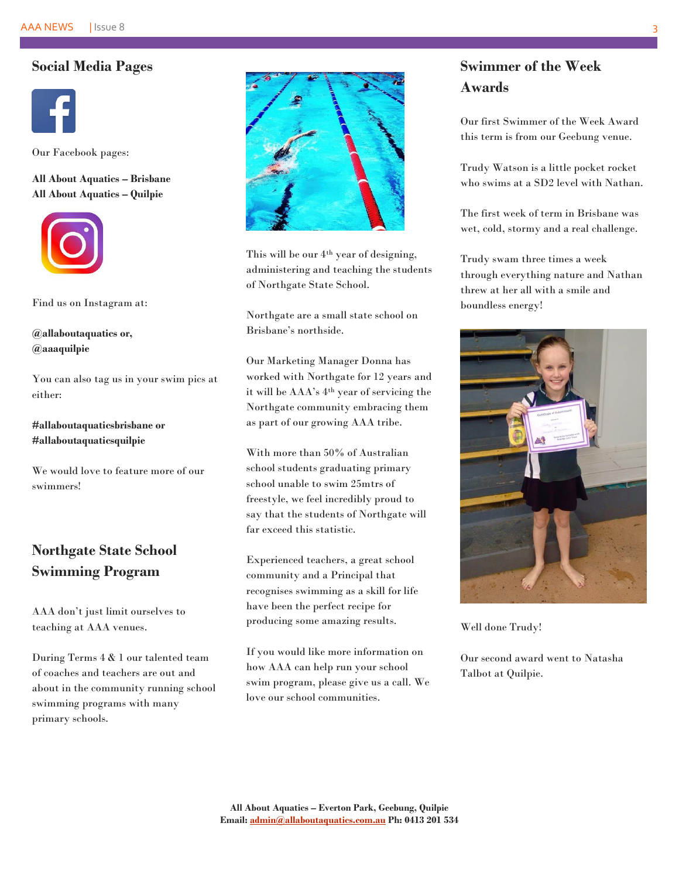## Social Media Pages

Our Facebook pages:

**All About Aquatics – Brisbane**
**All About Aquatics – Quilpie**

Find us on Instagram at:

**@allaboutaquatics or,**
**@aaaquilpie**

You can also tag us in your swim pics at either:

**#allaboutaquaticsbrisbane or**
**#allaboutaquaticsquilpie**

We would love to feature more of our swimmers!

## Northgate State School Swimming Program

AAA don't just limit ourselves to teaching at AAA venues.

During Terms 4 & 1 our talented team of coaches and teachers are out and about in the community running school swimming programs with many primary schools.

This will be our 4th year of designing, administering and teaching the students of Northgate State School.

Northgate are a small state school on Brisbane's northside.

Our Marketing Manager Donna has worked with Northgate for 12 years and it will be AAA's 4th year of servicing the Northgate community embracing them as part of our growing AAA tribe.

With more than 50% of Australian school students graduating primary school unable to swim 25mtrs of freestyle, we feel incredibly proud to say that the students of Northgate will far exceed this statistic.

Experienced teachers, a great school community and a Principal that recognises swimming as a skill for life have been the perfect recipe for producing some amazing results.

If you would like more information on how AAA can help run your school swim program, please give us a call. We love our school communities.

## Swimmer of the Week Awards

Our first Swimmer of the Week Award this term is from our Geebung venue.

Trudy Watson is a little pocket rocket who swims at a SD2 level with Nathan.

The first week of term in Brisbane was wet, cold, stormy and a real challenge.

Trudy swam three times a week through everything nature and Nathan threw at her all with a smile and boundless energy!

Well done Trudy!

Our second award went to Natasha Talbot at Quilpie.

**All About Aquatics – Everton Park, Geebung, Quilpie**
**Email: admin@allaboutaquatics.com.au Ph: 0413 201 534**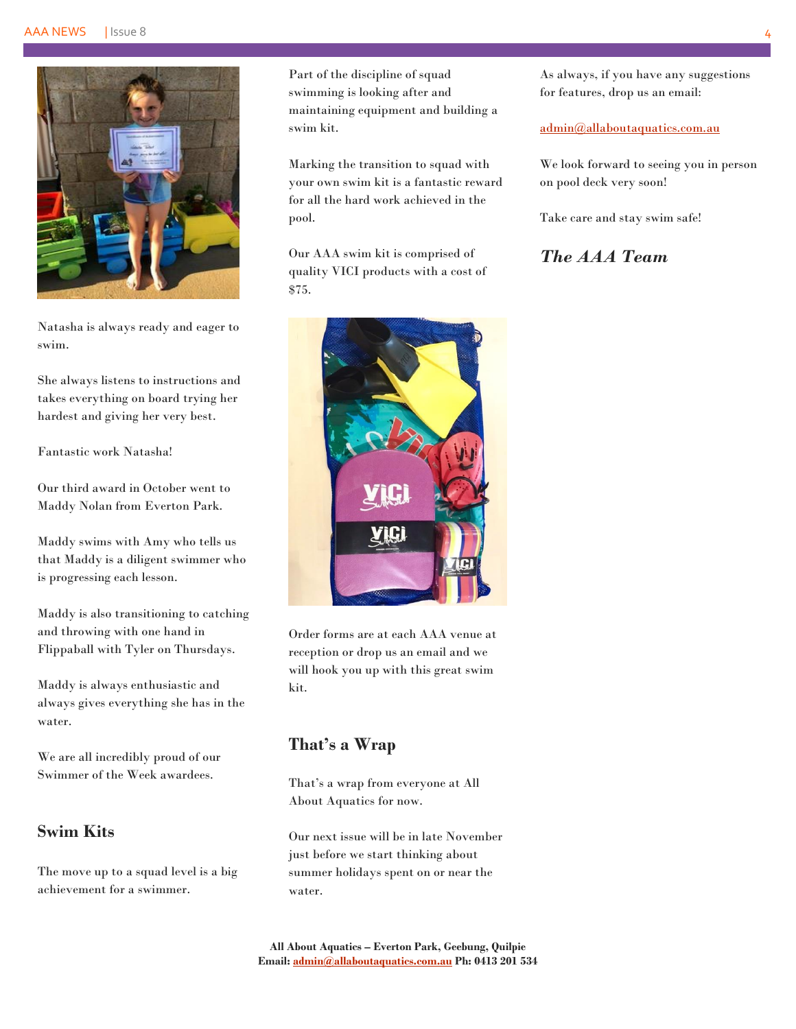Natasha is always ready and eager to swim.

She always listens to instructions and takes everything on board trying her hardest and giving her very best.

Fantastic work Natasha!

Our third award in October went to Maddy Nolan from Everton Park.

Maddy swims with Amy who tells us that Maddy is a diligent swimmer who is progressing each lesson.

Maddy is also transitioning to catching and throwing with one hand in Flippaball with Tyler on Thursdays.

Maddy is always enthusiastic and always gives everything she has in the water.

We are all incredibly proud of our Swimmer of the Week awardees.

## Swim Kits

The move up to a squad level is a big achievement for a swimmer.

Part of the discipline of squad swimming is looking after and maintaining equipment and building a swim kit.

Marking the transition to squad with your own swim kit is a fantastic reward for all the hard work achieved in the pool.

Our AAA swim kit is comprised of quality VICI products with a cost of $75.

Order forms are at each AAA venue at reception or drop us an email and we will hook you up with this great swim kit.

## That's a Wrap

That's a wrap from everyone at All About Aquatics for now.

Our next issue will be in late November just before we start thinking about summer holidays spent on or near the water.

As always, if you have any suggestions for features, drop us an email:

admin@allaboutaquatics.com.au

We look forward to seeing you in person on pool deck very soon!

Take care and stay swim safe!

***The AAA Team***

**All About Aquatics – Everton Park, Geebung, Quilpie**
**Email: admin@allaboutaquatics.com.au Ph: 0413 201 534**